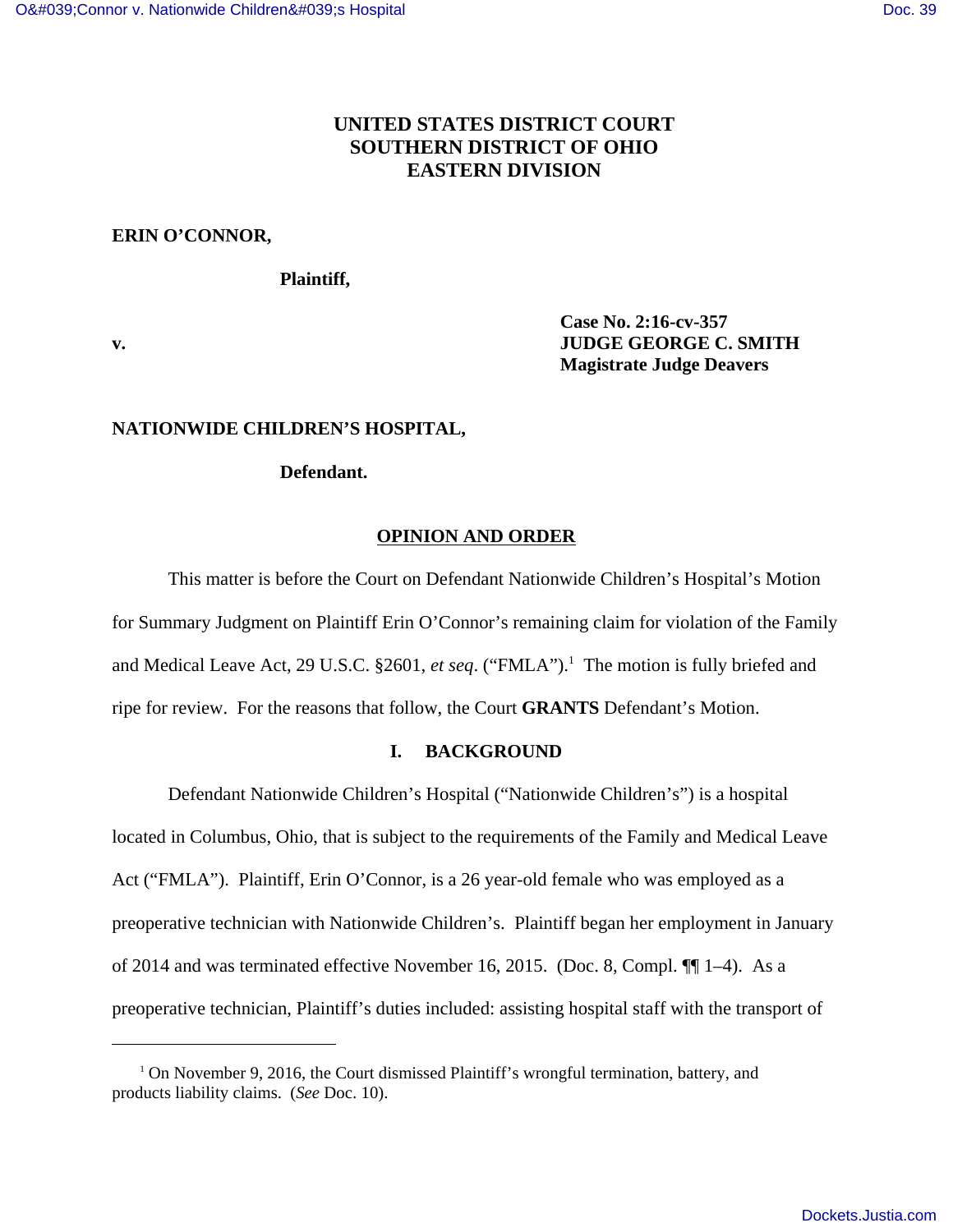**UNITED STATES DISTRICT COURT**
**SOUTHERN DISTRICT OF OHIO**
**EASTERN DIVISION**

**ERIN O'CONNOR,**

**Plaintiff,**

**v.**

**Case No. 2:16-cv-357**
**JUDGE GEORGE C. SMITH**
**Magistrate Judge Deavers**

**NATIONWIDE CHILDREN'S HOSPITAL,**

**Defendant.**

## OPINION AND ORDER

This matter is before the Court on Defendant Nationwide Children's Hospital's Motion for Summary Judgment on Plaintiff Erin O'Connor's remaining claim for violation of the Family and Medical Leave Act, 29 U.S.C. §2601, *et seq*. ("FMLA").[1] The motion is fully briefed and ripe for review. For the reasons that follow, the Court **GRANTS** Defendant's Motion.

### I. BACKGROUND

Defendant Nationwide Children's Hospital ("Nationwide Children's") is a hospital located in Columbus, Ohio, that is subject to the requirements of the Family and Medical Leave Act ("FMLA"). Plaintiff, Erin O'Connor, is a 26 year-old female who was employed as a preoperative technician with Nationwide Children's. Plaintiff began her employment in January of 2014 and was terminated effective November 16, 2015. (Doc. 8, Compl. ¶¶ 1–4). As a preoperative technician, Plaintiff's duties included: assisting hospital staff with the transport of

---

[1] On November 9, 2016, the Court dismissed Plaintiff's wrongful termination, battery, and products liability claims. (*See* Doc. 10).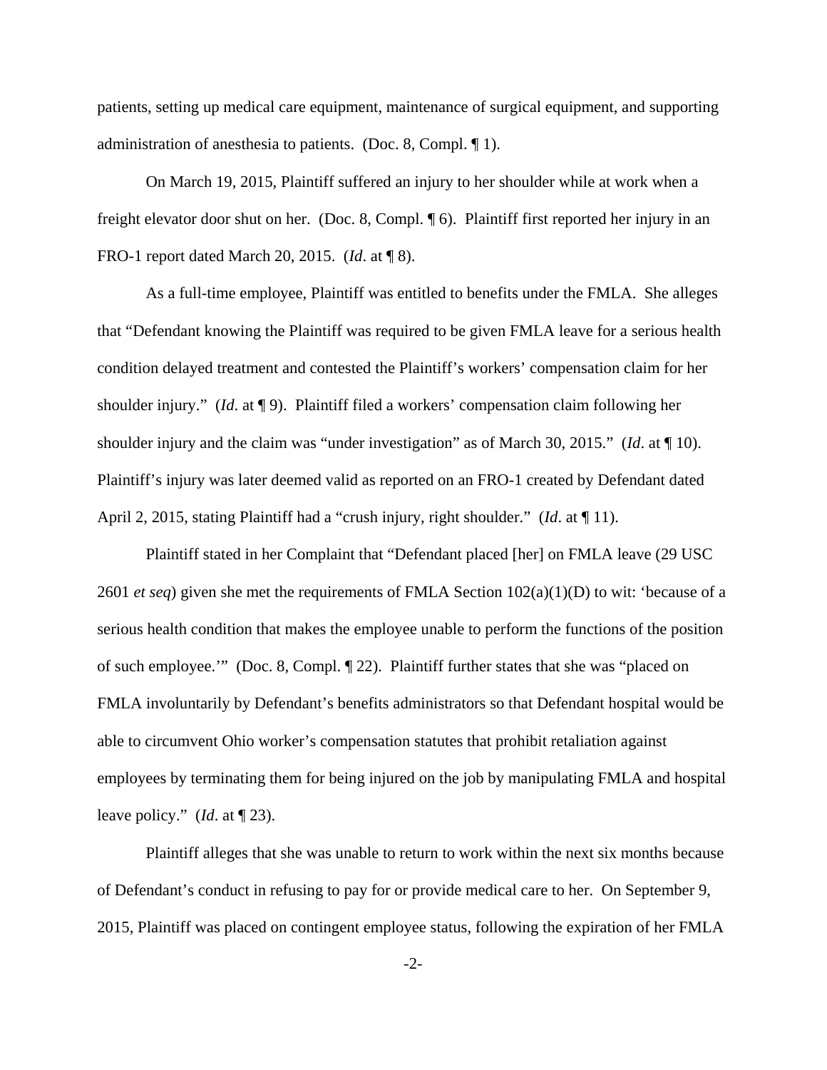patients, setting up medical care equipment, maintenance of surgical equipment, and supporting administration of anesthesia to patients. (Doc. 8, Compl. ¶ 1).

On March 19, 2015, Plaintiff suffered an injury to her shoulder while at work when a freight elevator door shut on her. (Doc. 8, Compl. ¶ 6). Plaintiff first reported her injury in an FRO-1 report dated March 20, 2015. (*Id*. at ¶ 8).

As a full-time employee, Plaintiff was entitled to benefits under the FMLA. She alleges that "Defendant knowing the Plaintiff was required to be given FMLA leave for a serious health condition delayed treatment and contested the Plaintiff's workers' compensation claim for her shoulder injury." (*Id*. at ¶ 9). Plaintiff filed a workers' compensation claim following her shoulder injury and the claim was "under investigation" as of March 30, 2015." (*Id*. at ¶ 10). Plaintiff's injury was later deemed valid as reported on an FRO-1 created by Defendant dated April 2, 2015, stating Plaintiff had a "crush injury, right shoulder." (*Id*. at ¶ 11).

Plaintiff stated in her Complaint that "Defendant placed [her] on FMLA leave (29 USC 2601 *et seq*) given she met the requirements of FMLA Section 102(a)(1)(D) to wit: 'because of a serious health condition that makes the employee unable to perform the functions of the position of such employee.'" (Doc. 8, Compl. ¶ 22). Plaintiff further states that she was "placed on FMLA involuntarily by Defendant's benefits administrators so that Defendant hospital would be able to circumvent Ohio worker's compensation statutes that prohibit retaliation against employees by terminating them for being injured on the job by manipulating FMLA and hospital leave policy." (*Id*. at ¶ 23).

Plaintiff alleges that she was unable to return to work within the next six months because of Defendant's conduct in refusing to pay for or provide medical care to her. On September 9, 2015, Plaintiff was placed on contingent employee status, following the expiration of her FMLA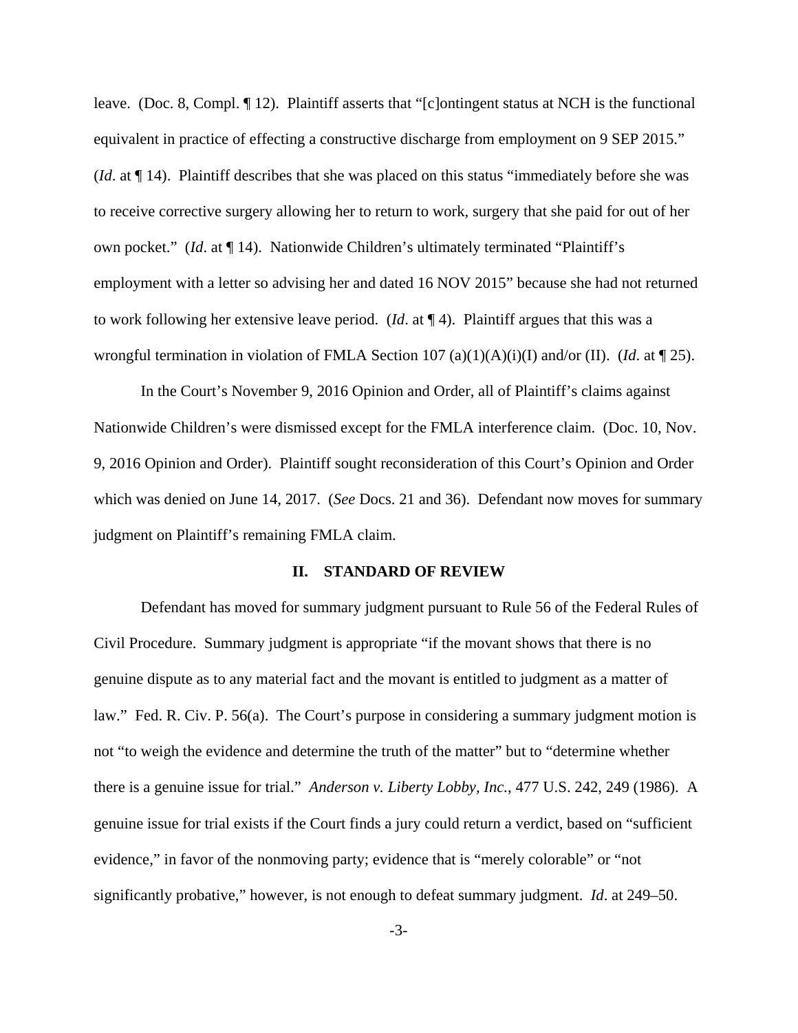leave. (Doc. 8, Compl. ¶ 12). Plaintiff asserts that "[c]ontingent status at NCH is the functional equivalent in practice of effecting a constructive discharge from employment on 9 SEP 2015." (*Id*. at ¶ 14). Plaintiff describes that she was placed on this status "immediately before she was to receive corrective surgery allowing her to return to work, surgery that she paid for out of her own pocket." (*Id*. at ¶ 14). Nationwide Children's ultimately terminated "Plaintiff's employment with a letter so advising her and dated 16 NOV 2015" because she had not returned to work following her extensive leave period. (*Id*. at ¶ 4). Plaintiff argues that this was a wrongful termination in violation of FMLA Section 107 (a)(1)(A)(i)(I) and/or (II). (*Id*. at ¶ 25).

In the Court's November 9, 2016 Opinion and Order, all of Plaintiff's claims against Nationwide Children's were dismissed except for the FMLA interference claim. (Doc. 10, Nov. 9, 2016 Opinion and Order). Plaintiff sought reconsideration of this Court's Opinion and Order which was denied on June 14, 2017. (*See* Docs. 21 and 36). Defendant now moves for summary judgment on Plaintiff's remaining FMLA claim.

## II. STANDARD OF REVIEW

Defendant has moved for summary judgment pursuant to Rule 56 of the Federal Rules of Civil Procedure. Summary judgment is appropriate "if the movant shows that there is no genuine dispute as to any material fact and the movant is entitled to judgment as a matter of law." Fed. R. Civ. P. 56(a). The Court's purpose in considering a summary judgment motion is not "to weigh the evidence and determine the truth of the matter" but to "determine whether there is a genuine issue for trial." *Anderson v. Liberty Lobby, Inc.*, 477 U.S. 242, 249 (1986). A genuine issue for trial exists if the Court finds a jury could return a verdict, based on "sufficient evidence," in favor of the nonmoving party; evidence that is "merely colorable" or "not significantly probative," however, is not enough to defeat summary judgment. *Id*. at 249–50.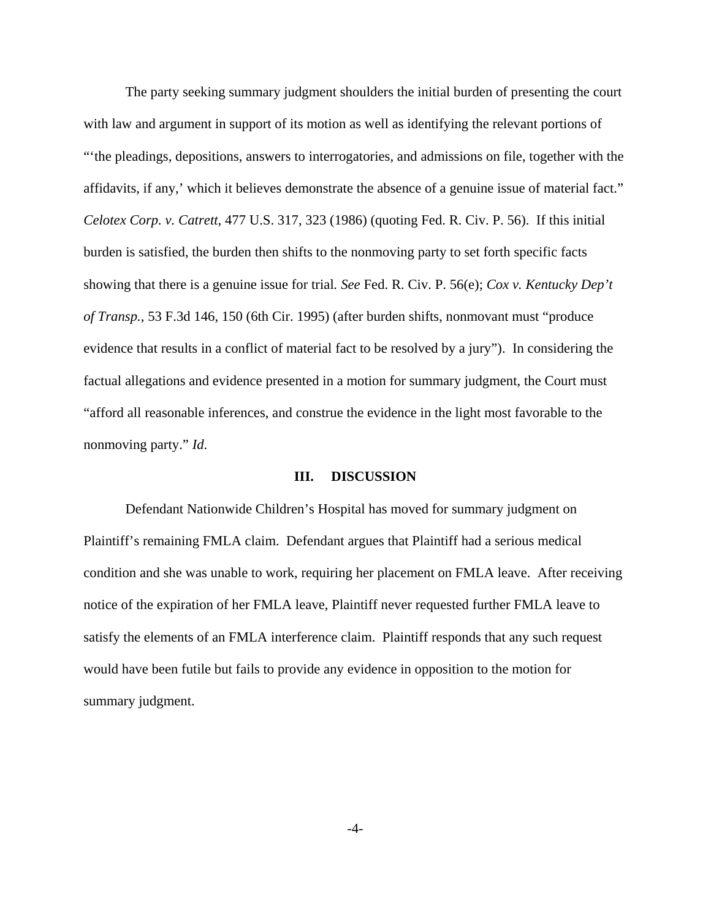The party seeking summary judgment shoulders the initial burden of presenting the court with law and argument in support of its motion as well as identifying the relevant portions of "'the pleadings, depositions, answers to interrogatories, and admissions on file, together with the affidavits, if any,' which it believes demonstrate the absence of a genuine issue of material fact." *Celotex Corp. v. Catrett*, 477 U.S. 317, 323 (1986) (quoting Fed. R. Civ. P. 56). If this initial burden is satisfied, the burden then shifts to the nonmoving party to set forth specific facts showing that there is a genuine issue for trial. *See* Fed. R. Civ. P. 56(e); *Cox v. Kentucky Dep't of Transp.*, 53 F.3d 146, 150 (6th Cir. 1995) (after burden shifts, nonmovant must "produce evidence that results in a conflict of material fact to be resolved by a jury"). In considering the factual allegations and evidence presented in a motion for summary judgment, the Court must "afford all reasonable inferences, and construe the evidence in the light most favorable to the nonmoving party." *Id*.

## III. DISCUSSION

Defendant Nationwide Children's Hospital has moved for summary judgment on Plaintiff's remaining FMLA claim. Defendant argues that Plaintiff had a serious medical condition and she was unable to work, requiring her placement on FMLA leave. After receiving notice of the expiration of her FMLA leave, Plaintiff never requested further FMLA leave to satisfy the elements of an FMLA interference claim. Plaintiff responds that any such request would have been futile but fails to provide any evidence in opposition to the motion for summary judgment.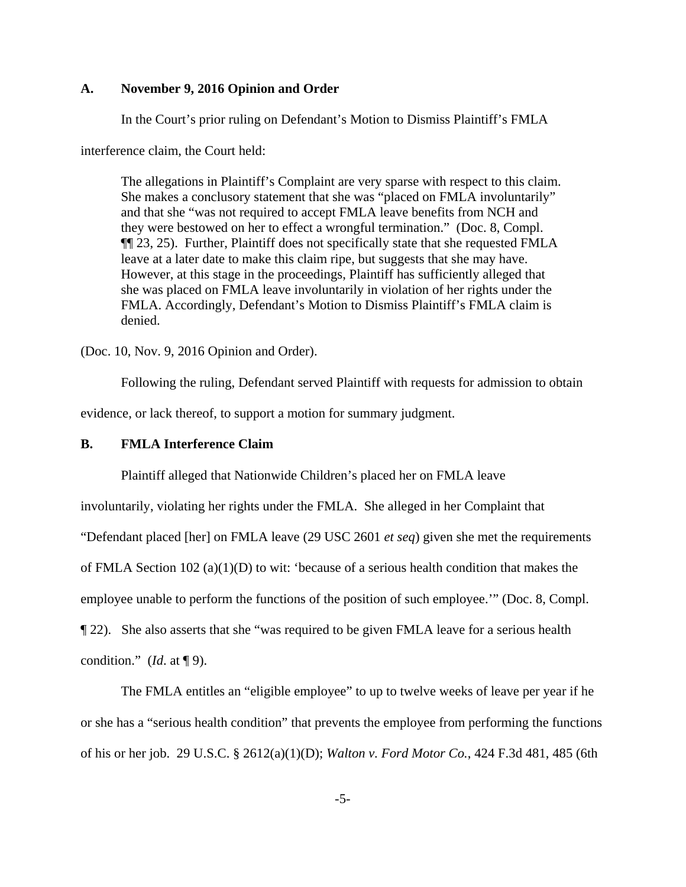### A. November 9, 2016 Opinion and Order

In the Court's prior ruling on Defendant's Motion to Dismiss Plaintiff's FMLA interference claim, the Court held:

> The allegations in Plaintiff's Complaint are very sparse with respect to this claim. She makes a conclusory statement that she was "placed on FMLA involuntarily" and that she "was not required to accept FMLA leave benefits from NCH and they were bestowed on her to effect a wrongful termination." (Doc. 8, Compl. ¶¶ 23, 25). Further, Plaintiff does not specifically state that she requested FMLA leave at a later date to make this claim ripe, but suggests that she may have. However, at this stage in the proceedings, Plaintiff has sufficiently alleged that she was placed on FMLA leave involuntarily in violation of her rights under the FMLA. Accordingly, Defendant's Motion to Dismiss Plaintiff's FMLA claim is denied.

(Doc. 10, Nov. 9, 2016 Opinion and Order).

Following the ruling, Defendant served Plaintiff with requests for admission to obtain evidence, or lack thereof, to support a motion for summary judgment.

### B. FMLA Interference Claim

Plaintiff alleged that Nationwide Children's placed her on FMLA leave involuntarily, violating her rights under the FMLA. She alleged in her Complaint that "Defendant placed [her] on FMLA leave (29 USC 2601 *et seq*) given she met the requirements of FMLA Section 102 (a)(1)(D) to wit: 'because of a serious health condition that makes the employee unable to perform the functions of the position of such employee.'" (Doc. 8, Compl. ¶ 22). She also asserts that she "was required to be given FMLA leave for a serious health condition." (*Id*. at ¶ 9).

The FMLA entitles an "eligible employee" to up to twelve weeks of leave per year if he or she has a "serious health condition" that prevents the employee from performing the functions of his or her job. 29 U.S.C. § 2612(a)(1)(D); *Walton v. Ford Motor Co.*, 424 F.3d 481, 485 (6th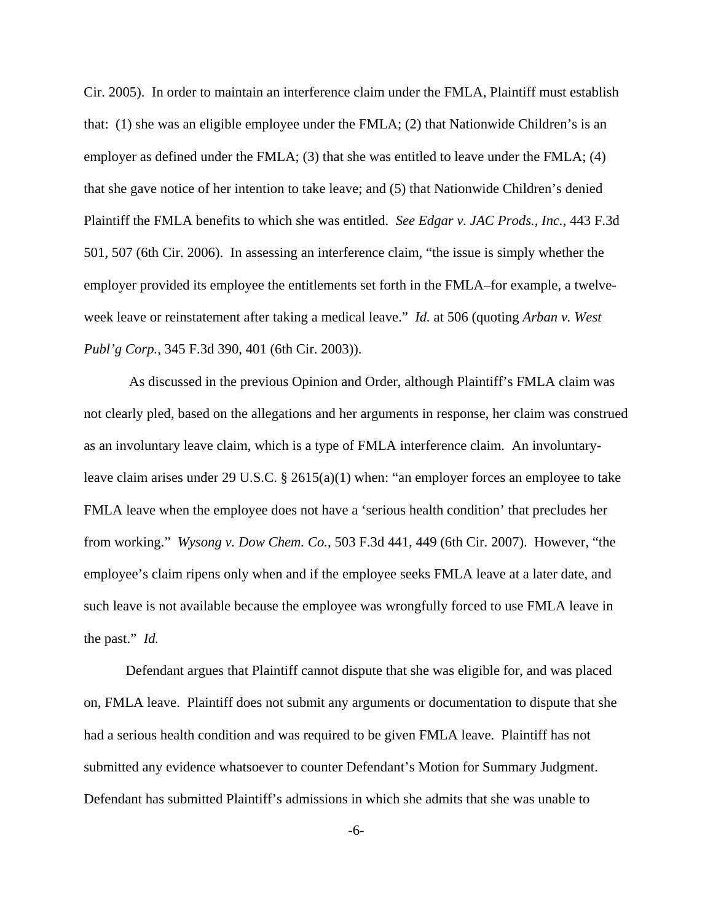Cir. 2005). In order to maintain an interference claim under the FMLA, Plaintiff must establish that: (1) she was an eligible employee under the FMLA; (2) that Nationwide Children's is an employer as defined under the FMLA; (3) that she was entitled to leave under the FMLA; (4) that she gave notice of her intention to take leave; and (5) that Nationwide Children's denied Plaintiff the FMLA benefits to which she was entitled. *See Edgar v. JAC Prods., Inc.*, 443 F.3d 501, 507 (6th Cir. 2006). In assessing an interference claim, "the issue is simply whether the employer provided its employee the entitlements set forth in the FMLA–for example, a twelve-week leave or reinstatement after taking a medical leave." *Id.* at 506 (quoting *Arban v. West Publ'g Corp.*, 345 F.3d 390, 401 (6th Cir. 2003)).

As discussed in the previous Opinion and Order, although Plaintiff's FMLA claim was not clearly pled, based on the allegations and her arguments in response, her claim was construed as an involuntary leave claim, which is a type of FMLA interference claim. An involuntary-leave claim arises under 29 U.S.C. § 2615(a)(1) when: "an employer forces an employee to take FMLA leave when the employee does not have a 'serious health condition' that precludes her from working." *Wysong v. Dow Chem. Co.*, 503 F.3d 441, 449 (6th Cir. 2007). However, "the employee's claim ripens only when and if the employee seeks FMLA leave at a later date, and such leave is not available because the employee was wrongfully forced to use FMLA leave in the past." *Id.*

Defendant argues that Plaintiff cannot dispute that she was eligible for, and was placed on, FMLA leave. Plaintiff does not submit any arguments or documentation to dispute that she had a serious health condition and was required to be given FMLA leave. Plaintiff has not submitted any evidence whatsoever to counter Defendant's Motion for Summary Judgment. Defendant has submitted Plaintiff's admissions in which she admits that she was unable to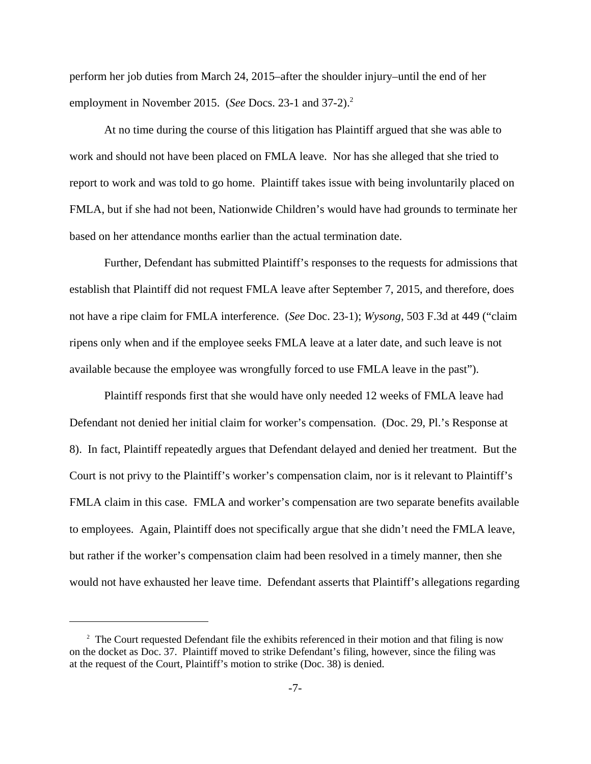perform her job duties from March 24, 2015–after the shoulder injury–until the end of her employment in November 2015. (*See* Docs. 23-1 and 37-2).[2]

At no time during the course of this litigation has Plaintiff argued that she was able to work and should not have been placed on FMLA leave. Nor has she alleged that she tried to report to work and was told to go home. Plaintiff takes issue with being involuntarily placed on FMLA, but if she had not been, Nationwide Children's would have had grounds to terminate her based on her attendance months earlier than the actual termination date.

Further, Defendant has submitted Plaintiff's responses to the requests for admissions that establish that Plaintiff did not request FMLA leave after September 7, 2015, and therefore, does not have a ripe claim for FMLA interference. (*See* Doc. 23-1); *Wysong*, 503 F.3d at 449 ("claim ripens only when and if the employee seeks FMLA leave at a later date, and such leave is not available because the employee was wrongfully forced to use FMLA leave in the past").

Plaintiff responds first that she would have only needed 12 weeks of FMLA leave had Defendant not denied her initial claim for worker's compensation. (Doc. 29, Pl.'s Response at 8). In fact, Plaintiff repeatedly argues that Defendant delayed and denied her treatment. But the Court is not privy to the Plaintiff's worker's compensation claim, nor is it relevant to Plaintiff's FMLA claim in this case. FMLA and worker's compensation are two separate benefits available to employees. Again, Plaintiff does not specifically argue that she didn't need the FMLA leave, but rather if the worker's compensation claim had been resolved in a timely manner, then she would not have exhausted her leave time. Defendant asserts that Plaintiff's allegations regarding

---

[2] The Court requested Defendant file the exhibits referenced in their motion and that filing is now on the docket as Doc. 37. Plaintiff moved to strike Defendant's filing, however, since the filing was at the request of the Court, Plaintiff's motion to strike (Doc. 38) is denied.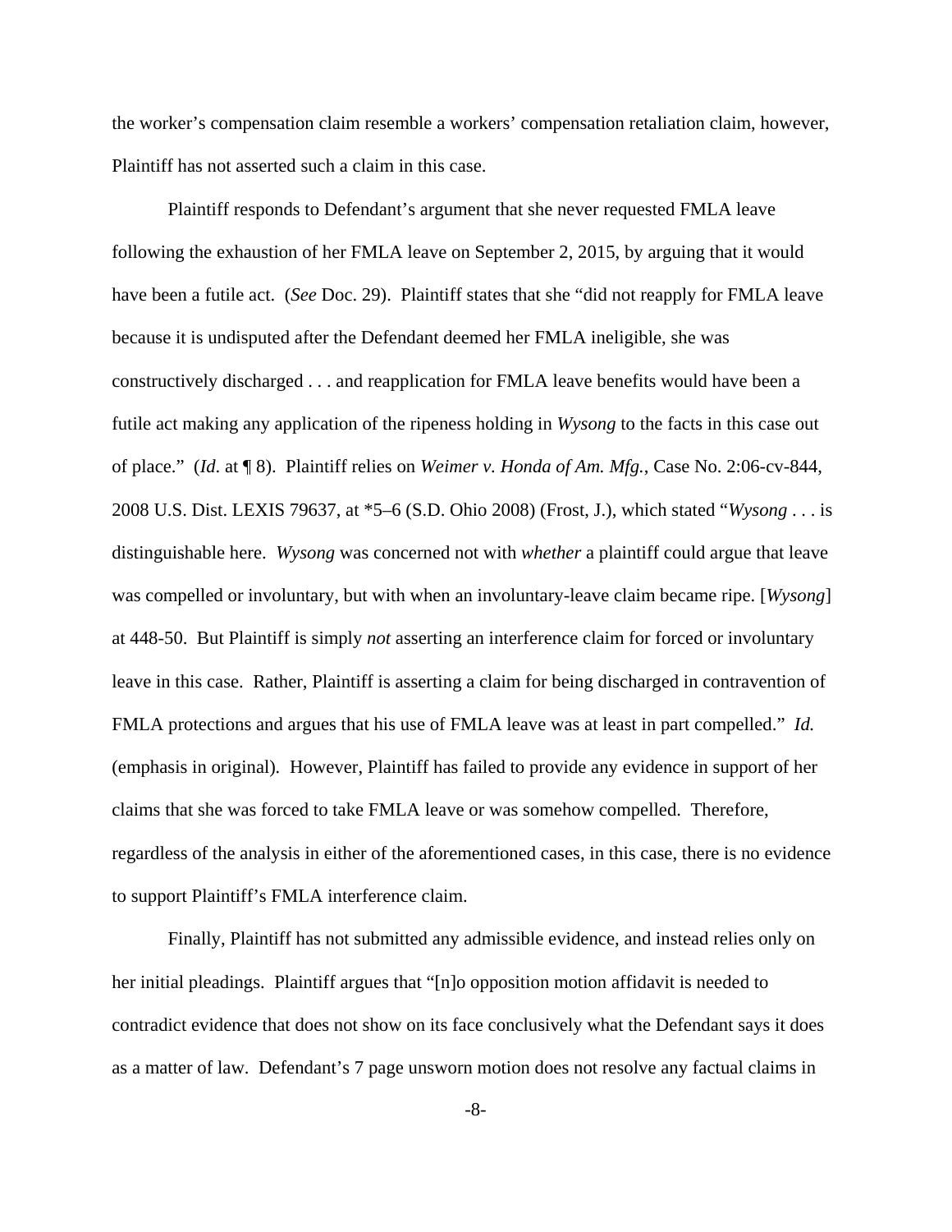the worker's compensation claim resemble a workers' compensation retaliation claim, however, Plaintiff has not asserted such a claim in this case.

Plaintiff responds to Defendant's argument that she never requested FMLA leave following the exhaustion of her FMLA leave on September 2, 2015, by arguing that it would have been a futile act. (*See* Doc. 29). Plaintiff states that she "did not reapply for FMLA leave because it is undisputed after the Defendant deemed her FMLA ineligible, she was constructively discharged . . . and reapplication for FMLA leave benefits would have been a futile act making any application of the ripeness holding in *Wysong* to the facts in this case out of place." (*Id*. at ¶ 8). Plaintiff relies on *Weimer v. Honda of Am. Mfg.*, Case No. 2:06-cv-844, 2008 U.S. Dist. LEXIS 79637, at *5–6 (S.D. Ohio 2008) (Frost, J.), which stated "*Wysong* . . . is distinguishable here. *Wysong* was concerned not with *whether* a plaintiff could argue that leave was compelled or involuntary, but with when an involuntary-leave claim became ripe. [*Wysong*] at 448-50. But Plaintiff is simply *not* asserting an interference claim for forced or involuntary leave in this case. Rather, Plaintiff is asserting a claim for being discharged in contravention of FMLA protections and argues that his use of FMLA leave was at least in part compelled." *Id.* (emphasis in original). However, Plaintiff has failed to provide any evidence in support of her claims that she was forced to take FMLA leave or was somehow compelled. Therefore, regardless of the analysis in either of the aforementioned cases, in this case, there is no evidence to support Plaintiff's FMLA interference claim.

Finally, Plaintiff has not submitted any admissible evidence, and instead relies only on her initial pleadings. Plaintiff argues that "[n]o opposition motion affidavit is needed to contradict evidence that does not show on its face conclusively what the Defendant says it does as a matter of law. Defendant's 7 page unsworn motion does not resolve any factual claims in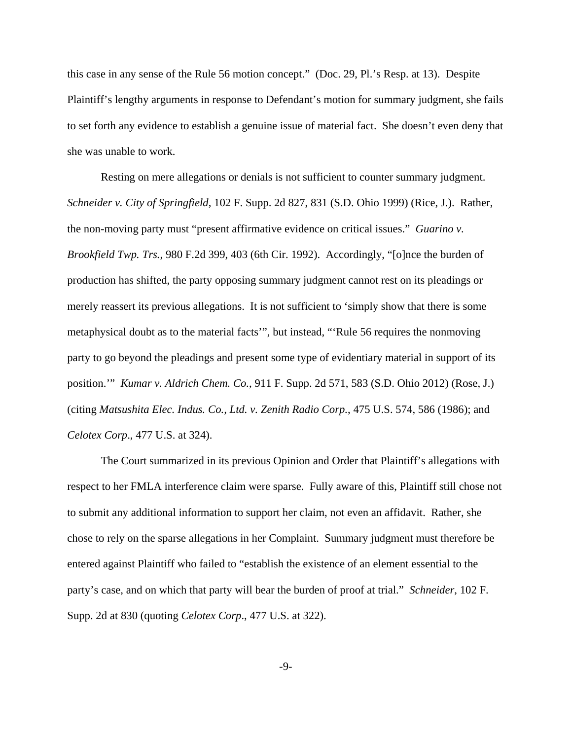this case in any sense of the Rule 56 motion concept." (Doc. 29, Pl.'s Resp. at 13). Despite Plaintiff's lengthy arguments in response to Defendant's motion for summary judgment, she fails to set forth any evidence to establish a genuine issue of material fact. She doesn't even deny that she was unable to work.

Resting on mere allegations or denials is not sufficient to counter summary judgment. *Schneider v. City of Springfield*, 102 F. Supp. 2d 827, 831 (S.D. Ohio 1999) (Rice, J.). Rather, the non-moving party must "present affirmative evidence on critical issues." *Guarino v. Brookfield Twp. Trs.*, 980 F.2d 399, 403 (6th Cir. 1992). Accordingly, "[o]nce the burden of production has shifted, the party opposing summary judgment cannot rest on its pleadings or merely reassert its previous allegations. It is not sufficient to 'simply show that there is some metaphysical doubt as to the material facts'", but instead, "'Rule 56 requires the nonmoving party to go beyond the pleadings and present some type of evidentiary material in support of its position.'" *Kumar v. Aldrich Chem. Co.*, 911 F. Supp. 2d 571, 583 (S.D. Ohio 2012) (Rose, J.) (citing *Matsushita Elec. Indus. Co., Ltd. v. Zenith Radio Corp.*, 475 U.S. 574, 586 (1986); and *Celotex Corp*., 477 U.S. at 324).

The Court summarized in its previous Opinion and Order that Plaintiff's allegations with respect to her FMLA interference claim were sparse. Fully aware of this, Plaintiff still chose not to submit any additional information to support her claim, not even an affidavit. Rather, she chose to rely on the sparse allegations in her Complaint. Summary judgment must therefore be entered against Plaintiff who failed to "establish the existence of an element essential to the party's case, and on which that party will bear the burden of proof at trial." *Schneider*, 102 F. Supp. 2d at 830 (quoting *Celotex Corp*., 477 U.S. at 322).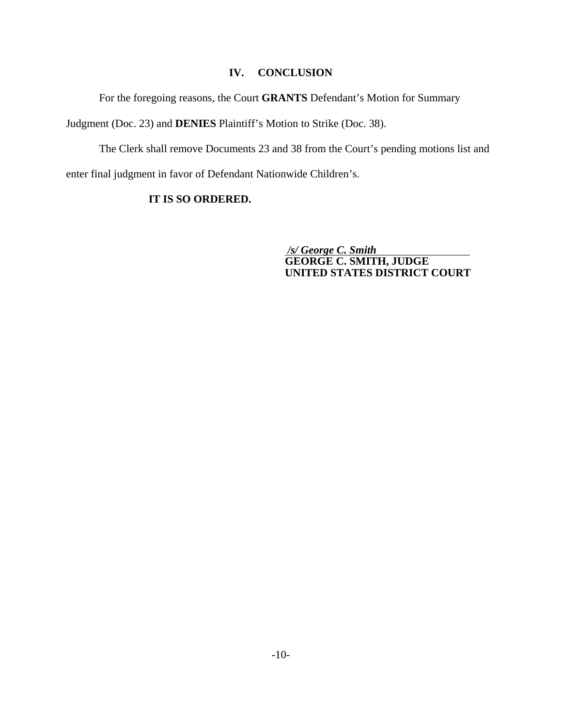## IV. CONCLUSION

For the foregoing reasons, the Court **GRANTS** Defendant's Motion for Summary Judgment (Doc. 23) and **DENIES** Plaintiff's Motion to Strike (Doc. 38).

The Clerk shall remove Documents 23 and 38 from the Court's pending motions list and enter final judgment in favor of Defendant Nationwide Children's.

**IT IS SO ORDERED.**

***/s/ George C. Smith***
**GEORGE C. SMITH, JUDGE**
**UNITED STATES DISTRICT COURT**